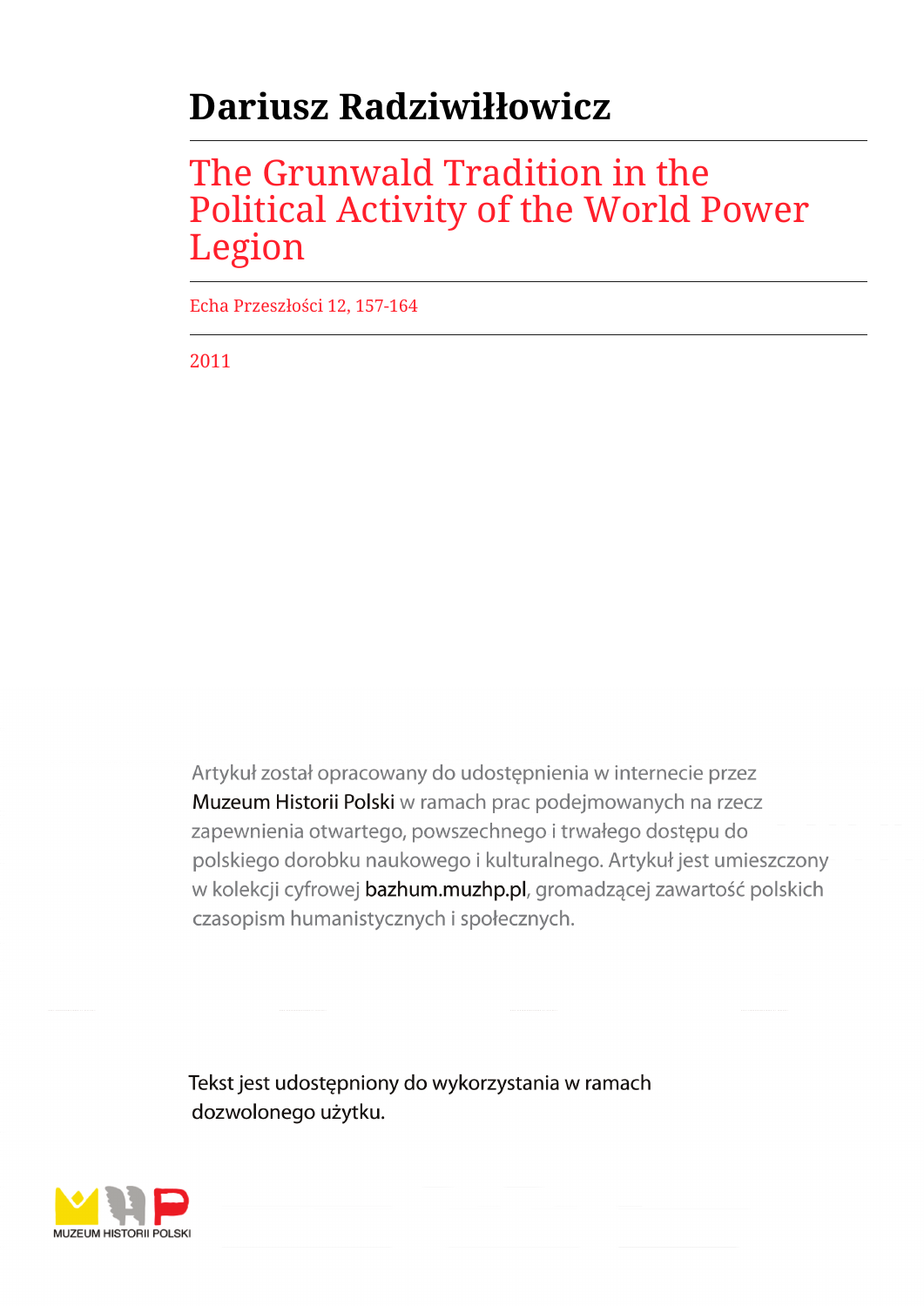# Dariusz Radziwiłłowicz

## The Grunwald Tradition in the Political Activity of the World Power Legion

Echa Przeszłości 12, 157-164

2011

Artykuł został opracowany do udostępnienia w internecie przez Muzeum Historii Polski w ramach prac podejmowanych na rzecz zapewnienia otwartego, powszechnego i trwałego dostępu do polskiego dorobku naukowego i kulturalnego. Artykuł jest umieszczony w kolekcji cyfrowej bazhum.muzhp.pl, gromadzącej zawartość polskich czasopism humanistycznych i społecznych.

Tekst jest udostępniony do wykorzystania w ramach dozwolonego użytku.

MUZEUM HISTORII POLSKI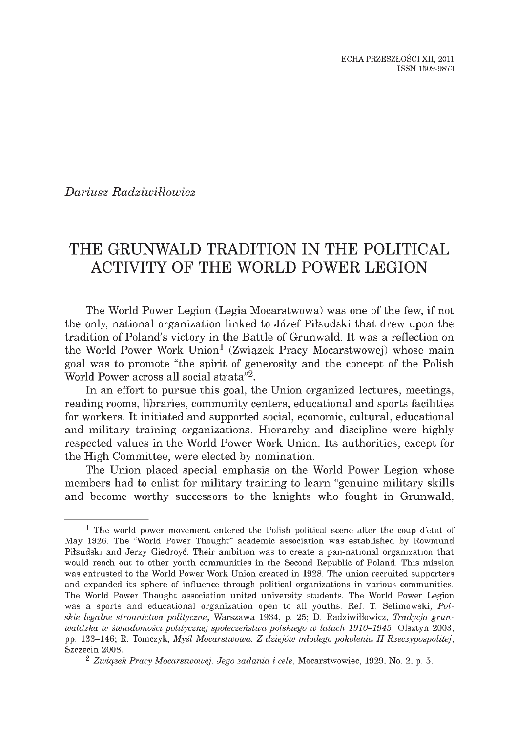*Dariusz Radziwiłłowicz*

# THE GRUNWALD TRADITION IN THE POLITICAL ACTIVITY OF THE WORLD POWER LEGION

The World Power Legion (Legia Mocarstwowa) was one of the few, if not the only, national organization linked to Józef Piłsudski that drew upon the tradition of Poland's victory in the Battle of Grunwald. It was a reflection on the World Power Work Union[1] (Związek Pracy Mocarstwowej) whose main goal was to promote "the spirit of generosity and the concept of the Polish World Power across all social strata"[2].

In an effort to pursue this goal, the Union organized lectures, meetings, reading rooms, libraries, community centers, educational and sports facilities for workers. It initiated and supported social, economic, cultural, educational and military training organizations. Hierarchy and discipline were highly respected values in the World Power Work Union. Its authorities, except for the High Committee, were elected by nomination.

The Union placed special emphasis on the World Power Legion whose members had to enlist for military training to learn "genuine military skills and become worthy successors to the knights who fought in Grunwald,

---

[1] The world power movement entered the Polish political scene after the coup d'etat of May 1926. The "World Power Thought" academic association was established by Rowmund Piłsudski and Jerzy Giedroyć. Their ambition was to create a pan-national organization that would reach out to other youth communities in the Second Republic of Poland. This mission was entrusted to the World Power Work Union created in 1928. The union recruited supporters and expanded its sphere of influence through political organizations in various communities. The World Power Thought association united university students. The World Power Legion was a sports and educational organization open to all youths. Ref. T. Selimowski, *Polskie legalne stronnictwa polityczne*, Warszawa 1934, p. 25; D. Radziwiłłowicz, *Tradycja grunwaldzka w świadomości politycznej społeczeństwa polskiego w latach 1910–1945*, Olsztyn 2003, pp. 133–146; R. Tomczyk, *Myśl Mocarstwowa. Z dziejów młodego pokolenia II Rzeczypospolitej*, Szczecin 2008.

[2] *Związek Pracy Mocarstwowej. Jego zadania i cele*, Mocarstwowiec, 1929, No. 2, p. 5.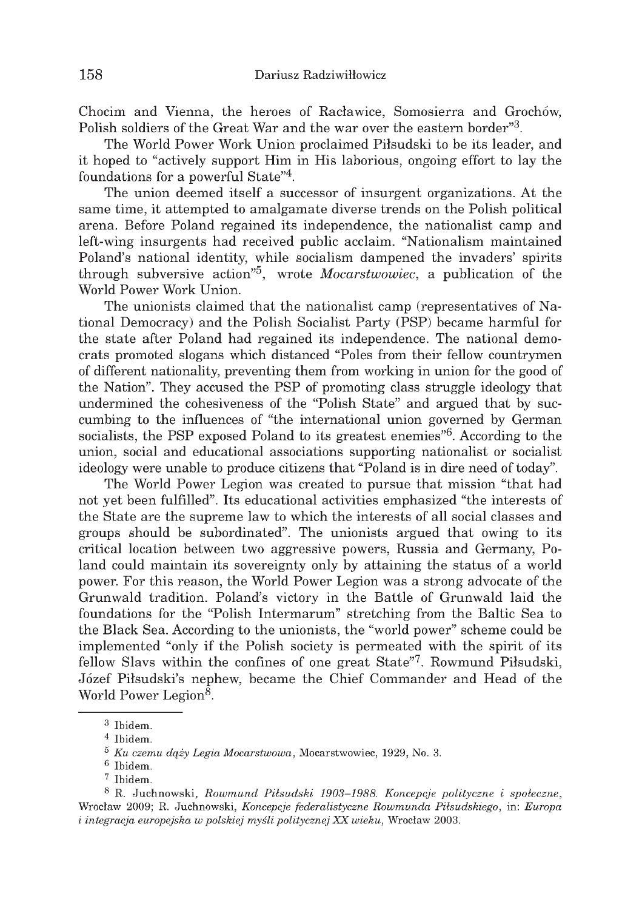Chocim and Vienna, the heroes of Racławice, Somosierra and Grochów, Polish soldiers of the Great War and the war over the eastern border"[3].

The World Power Work Union proclaimed Piłsudski to be its leader, and it hoped to "actively support Him in His laborious, ongoing effort to lay the foundations for a powerful State"[4].

The union deemed itself a successor of insurgent organizations. At the same time, it attempted to amalgamate diverse trends on the Polish political arena. Before Poland regained its independence, the nationalist camp and left-wing insurgents had received public acclaim. "Nationalism maintained Poland's national identity, while socialism dampened the invaders' spirits through subversive action"[5], wrote *Mocarstwowiec*, a publication of the World Power Work Union.

The unionists claimed that the nationalist camp (representatives of National Democracy) and the Polish Socialist Party (PSP) became harmful for the state after Poland had regained its independence. The national democrats promoted slogans which distanced "Poles from their fellow countrymen of different nationality, preventing them from working in union for the good of the Nation". They accused the PSP of promoting class struggle ideology that undermined the cohesiveness of the "Polish State" and argued that by succumbing to the influences of "the international union governed by German socialists, the PSP exposed Poland to its greatest enemies"[6]. According to the union, social and educational associations supporting nationalist or socialist ideology were unable to produce citizens that "Poland is in dire need of today".

The World Power Legion was created to pursue that mission "that had not yet been fulfilled". Its educational activities emphasized "the interests of the State are the supreme law to which the interests of all social classes and groups should be subordinated". The unionists argued that owing to its critical location between two aggressive powers, Russia and Germany, Poland could maintain its sovereignty only by attaining the status of a world power. For this reason, the World Power Legion was a strong advocate of the Grunwald tradition. Poland's victory in the Battle of Grunwald laid the foundations for the "Polish Intermarum" stretching from the Baltic Sea to the Black Sea. According to the unionists, the "world power" scheme could be implemented "only if the Polish society is permeated with the spirit of its fellow Slavs within the confines of one great State"[7]. Rowmund Piłsudski, Józef Piłsudski's nephew, became the Chief Commander and Head of the World Power Legion[8].

---

[3] Ibidem.

[4] Ibidem.

[5] *Ku czemu dąży Legia Mocarstwowa*, Mocarstwowiec, 1929, No. 3.

[6] Ibidem.

[7] Ibidem.

[8] R. Juchnowski, *Rowmund Piłsudski 1903–1988. Koncepcje polityczne i społeczne*, Wrocław 2009; R. Juchnowski, *Koncepcje federalistyczne Rowmunda Piłsudskiego*, in: *Europa i integracja europejska w polskiej myśli politycznej XX wieku*, Wrocław 2003.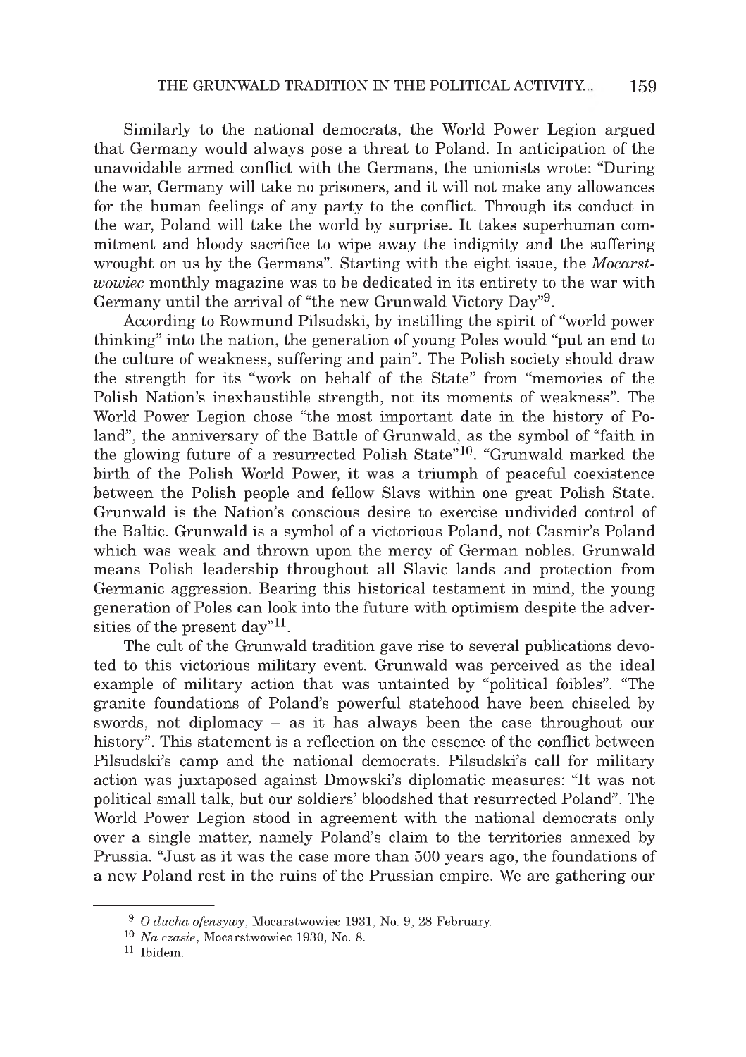Similarly to the national democrats, the World Power Legion argued that Germany would always pose a threat to Poland. In anticipation of the unavoidable armed conflict with the Germans, the unionists wrote: "During the war, Germany will take no prisoners, and it will not make any allowances for the human feelings of any party to the conflict. Through its conduct in the war, Poland will take the world by surprise. It takes superhuman commitment and bloody sacrifice to wipe away the indignity and the suffering wrought on us by the Germans". Starting with the eight issue, the *Mocarstwowiec* monthly magazine was to be dedicated in its entirety to the war with Germany until the arrival of "the new Grunwald Victory Day"[9].

According to Rowmund Pilsudski, by instilling the spirit of "world power thinking" into the nation, the generation of young Poles would "put an end to the culture of weakness, suffering and pain". The Polish society should draw the strength for its "work on behalf of the State" from "memories of the Polish Nation's inexhaustible strength, not its moments of weakness". The World Power Legion chose "the most important date in the history of Poland", the anniversary of the Battle of Grunwald, as the symbol of "faith in the glowing future of a resurrected Polish State"[10]. "Grunwald marked the birth of the Polish World Power, it was a triumph of peaceful coexistence between the Polish people and fellow Slavs within one great Polish State. Grunwald is the Nation's conscious desire to exercise undivided control of the Baltic. Grunwald is a symbol of a victorious Poland, not Casmir's Poland which was weak and thrown upon the mercy of German nobles. Grunwald means Polish leadership throughout all Slavic lands and protection from Germanic aggression. Bearing this historical testament in mind, the young generation of Poles can look into the future with optimism despite the adversities of the present day"[11].

The cult of the Grunwald tradition gave rise to several publications devoted to this victorious military event. Grunwald was perceived as the ideal example of military action that was untainted by "political foibles". "The granite foundations of Poland's powerful statehood have been chiseled by swords, not diplomacy – as it has always been the case throughout our history". This statement is a reflection on the essence of the conflict between Pilsudski's camp and the national democrats. Pilsudski's call for military action was juxtaposed against Dmowski's diplomatic measures: "It was not political small talk, but our soldiers' bloodshed that resurrected Poland". The World Power Legion stood in agreement with the national democrats only over a single matter, namely Poland's claim to the territories annexed by Prussia. "Just as it was the case more than 500 years ago, the foundations of a new Poland rest in the ruins of the Prussian empire. We are gathering our

---

[9] *O ducha ofensywy*, Mocarstwowiec 1931, No. 9, 28 February.

[10] *Na czasie*, Mocarstwowiec 1930, No. 8.

[11] Ibidem.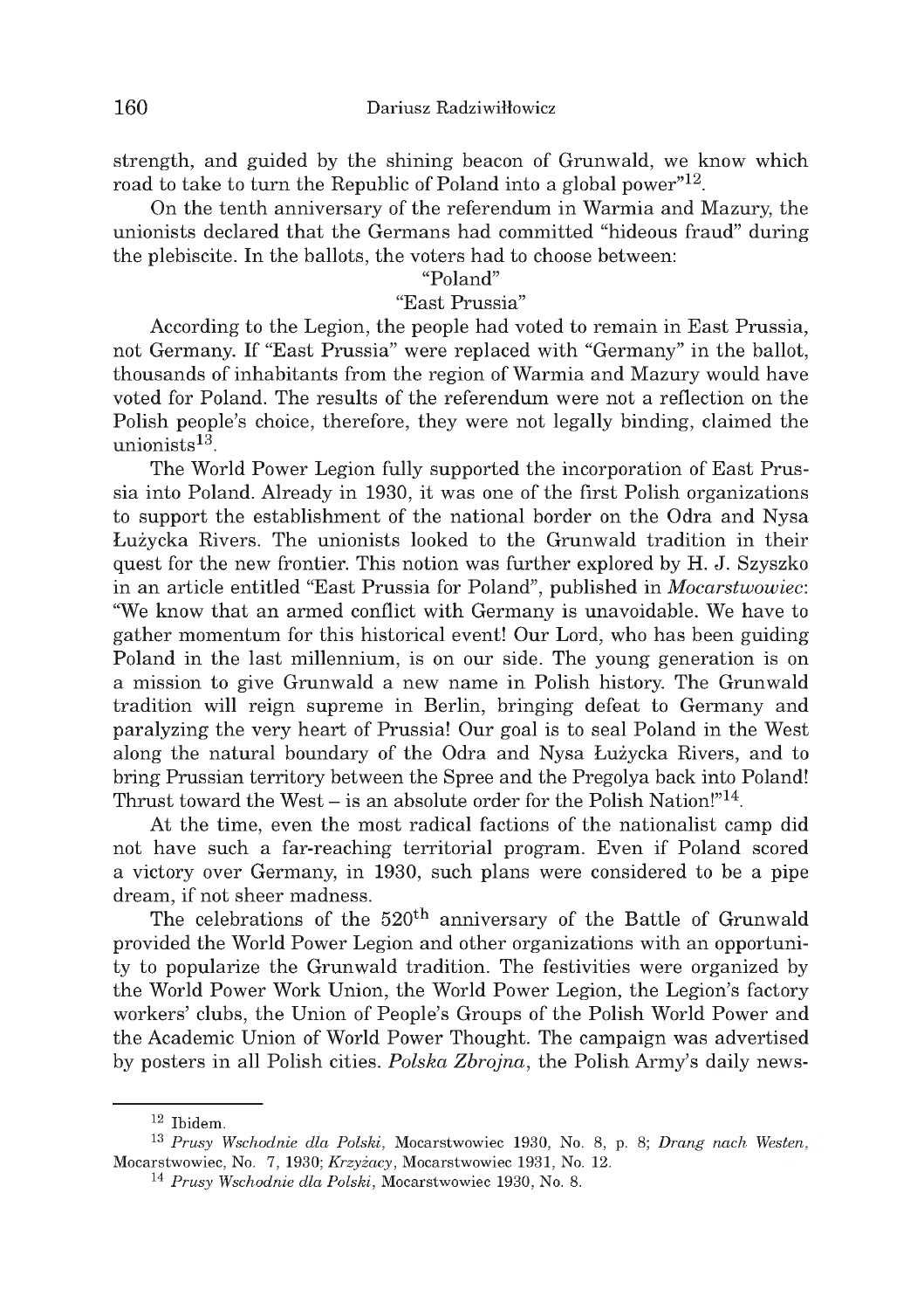strength, and guided by the shining beacon of Grunwald, we know which road to take to turn the Republic of Poland into a global power"[12].

On the tenth anniversary of the referendum in Warmia and Mazury, the unionists declared that the Germans had committed "hideous fraud" during the plebiscite. In the ballots, the voters had to choose between:

"Poland"

"East Prussia"

According to the Legion, the people had voted to remain in East Prussia, not Germany. If "East Prussia" were replaced with "Germany" in the ballot, thousands of inhabitants from the region of Warmia and Mazury would have voted for Poland. The results of the referendum were not a reflection on the Polish people's choice, therefore, they were not legally binding, claimed the unionists[13].

The World Power Legion fully supported the incorporation of East Prussia into Poland. Already in 1930, it was one of the first Polish organizations to support the establishment of the national border on the Odra and Nysa Łużycka Rivers. The unionists looked to the Grunwald tradition in their quest for the new frontier. This notion was further explored by H. J. Szyszko in an article entitled "East Prussia for Poland", published in *Mocarstwowiec*: "We know that an armed conflict with Germany is unavoidable. We have to gather momentum for this historical event! Our Lord, who has been guiding Poland in the last millennium, is on our side. The young generation is on a mission to give Grunwald a new name in Polish history. The Grunwald tradition will reign supreme in Berlin, bringing defeat to Germany and paralyzing the very heart of Prussia! Our goal is to seal Poland in the West along the natural boundary of the Odra and Nysa Łużycka Rivers, and to bring Prussian territory between the Spree and the Pregolya back into Poland! Thrust toward the West – is an absolute order for the Polish Nation!"[14].

At the time, even the most radical factions of the nationalist camp did not have such a far-reaching territorial program. Even if Poland scored a victory over Germany, in 1930, such plans were considered to be a pipe dream, if not sheer madness.

The celebrations of the 520th anniversary of the Battle of Grunwald provided the World Power Legion and other organizations with an opportunity to popularize the Grunwald tradition. The festivities were organized by the World Power Work Union, the World Power Legion, the Legion's factory workers' clubs, the Union of People's Groups of the Polish World Power and the Academic Union of World Power Thought. The campaign was advertised by posters in all Polish cities. *Polska Zbrojna*, the Polish Army's daily news-

---

[12] Ibidem.

[13] *Prusy Wschodnie dla Polski*, Mocarstwowiec 1930, No. 8, p. 8; *Drang nach Westen*, Mocarstwowiec, No. 7, 1930; *Krzyżacy*, Mocarstwowiec 1931, No. 12.

[14] *Prusy Wschodnie dla Polski*, Mocarstwowiec 1930, No. 8.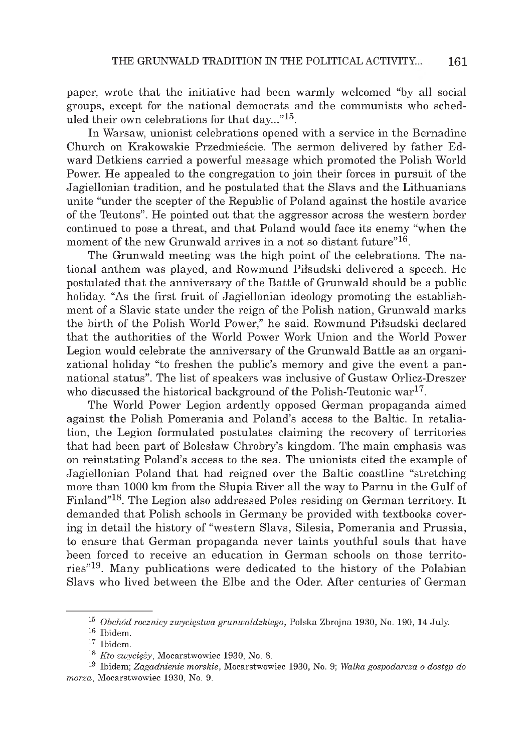paper, wrote that the initiative had been warmly welcomed "by all social groups, except for the national democrats and the communists who scheduled their own celebrations for that day..."[15].

In Warsaw, unionist celebrations opened with a service in the Bernadine Church on Krakowskie Przedmieście. The sermon delivered by father Edward Detkiens carried a powerful message which promoted the Polish World Power. He appealed to the congregation to join their forces in pursuit of the Jagiellonian tradition, and he postulated that the Slavs and the Lithuanians unite "under the scepter of the Republic of Poland against the hostile avarice of the Teutons". He pointed out that the aggressor across the western border continued to pose a threat, and that Poland would face its enemy "when the moment of the new Grunwald arrives in a not so distant future"[16].

The Grunwald meeting was the high point of the celebrations. The national anthem was played, and Rowmund Piłsudski delivered a speech. He postulated that the anniversary of the Battle of Grunwald should be a public holiday. "As the first fruit of Jagiellonian ideology promoting the establishment of a Slavic state under the reign of the Polish nation, Grunwald marks the birth of the Polish World Power," he said. Rowmund Piłsudski declared that the authorities of the World Power Work Union and the World Power Legion would celebrate the anniversary of the Grunwald Battle as an organizational holiday "to freshen the public's memory and give the event a pan-national status". The list of speakers was inclusive of Gustaw Orlicz-Dreszer who discussed the historical background of the Polish-Teutonic war[17].

The World Power Legion ardently opposed German propaganda aimed against the Polish Pomerania and Poland's access to the Baltic. In retaliation, the Legion formulated postulates claiming the recovery of territories that had been part of Bolesław Chrobry's kingdom. The main emphasis was on reinstating Poland's access to the sea. The unionists cited the example of Jagiellonian Poland that had reigned over the Baltic coastline "stretching more than 1000 km from the Słupia River all the way to Parnu in the Gulf of Finland"[18]. The Legion also addressed Poles residing on German territory. It demanded that Polish schools in Germany be provided with textbooks covering in detail the history of "western Slavs, Silesia, Pomerania and Prussia, to ensure that German propaganda never taints youthful souls that have been forced to receive an education in German schools on those territories"[19]. Many publications were dedicated to the history of the Polabian Slavs who lived between the Elbe and the Oder. After centuries of German

---

[15] *Obchód rocznicy zwycięstwa grunwaldzkiego*, Polska Zbrojna 1930, No. 190, 14 July.

[16] Ibidem.

[17] Ibidem.

[18] *Kto zwycięży*, Mocarstwowiec 1930, No. 8.

[19] Ibidem; *Zagadnienie morskie*, Mocarstwowiec 1930, No. 9; *Walka gospodarcza o dostęp do morza*, Mocarstwowiec 1930, No. 9.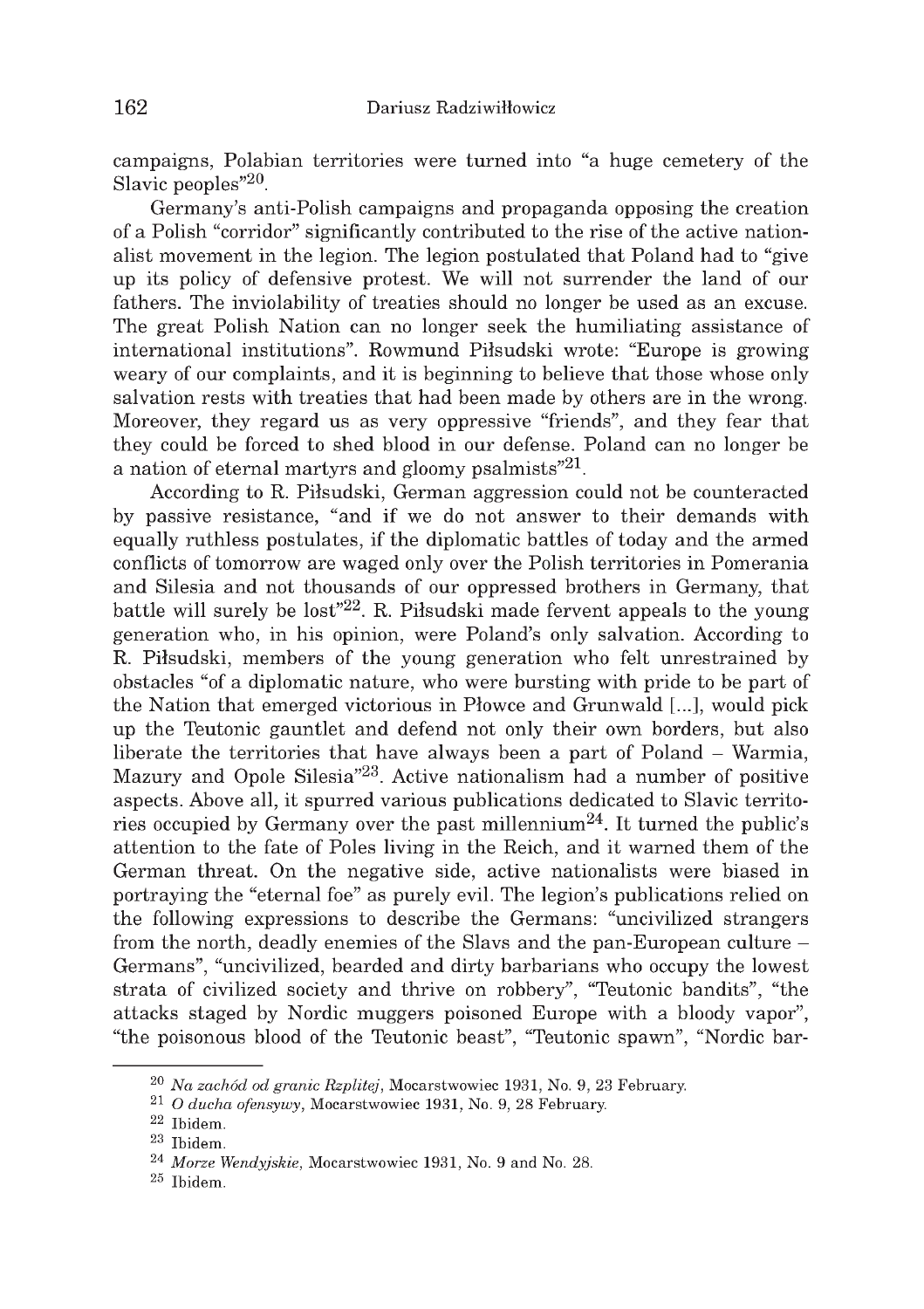campaigns, Polabian territories were turned into "a huge cemetery of the Slavic peoples"[20].

Germany's anti-Polish campaigns and propaganda opposing the creation of a Polish "corridor" significantly contributed to the rise of the active nationalist movement in the legion. The legion postulated that Poland had to "give up its policy of defensive protest. We will not surrender the land of our fathers. The inviolability of treaties should no longer be used as an excuse. The great Polish Nation can no longer seek the humiliating assistance of international institutions". Rowmund Piłsudski wrote: "Europe is growing weary of our complaints, and it is beginning to believe that those whose only salvation rests with treaties that had been made by others are in the wrong. Moreover, they regard us as very oppressive "friends", and they fear that they could be forced to shed blood in our defense. Poland can no longer be a nation of eternal martyrs and gloomy psalmists"[21].

According to R. Piłsudski, German aggression could not be counteracted by passive resistance, "and if we do not answer to their demands with equally ruthless postulates, if the diplomatic battles of today and the armed conflicts of tomorrow are waged only over the Polish territories in Pomerania and Silesia and not thousands of our oppressed brothers in Germany, that battle will surely be lost"[22]. R. Piłsudski made fervent appeals to the young generation who, in his opinion, were Poland's only salvation. According to R. Piłsudski, members of the young generation who felt unrestrained by obstacles "of a diplomatic nature, who were bursting with pride to be part of the Nation that emerged victorious in Płowce and Grunwald [...], would pick up the Teutonic gauntlet and defend not only their own borders, but also liberate the territories that have always been a part of Poland – Warmia, Mazury and Opole Silesia"[23]. Active nationalism had a number of positive aspects. Above all, it spurred various publications dedicated to Slavic territories occupied by Germany over the past millennium[24]. It turned the public's attention to the fate of Poles living in the Reich, and it warned them of the German threat. On the negative side, active nationalists were biased in portraying the "eternal foe" as purely evil. The legion's publications relied on the following expressions to describe the Germans: "uncivilized strangers from the north, deadly enemies of the Slavs and the pan-European culture – Germans", "uncivilized, bearded and dirty barbarians who occupy the lowest strata of civilized society and thrive on robbery", "Teutonic bandits", "the attacks staged by Nordic muggers poisoned Europe with a bloody vapor", "the poisonous blood of the Teutonic beast", "Teutonic spawn", "Nordic bar-

---

[20] *Na zachód od granic Rzplitej*, Mocarstwowiec 1931, No. 9, 23 February.

[21] *O ducha ofensywy*, Mocarstwowiec 1931, No. 9, 28 February.

[22] Ibidem.

[23] Ibidem.

[24] *Morze Wendyjskie*, Mocarstwowiec 1931, No. 9 and No. 28.

[25] Ibidem.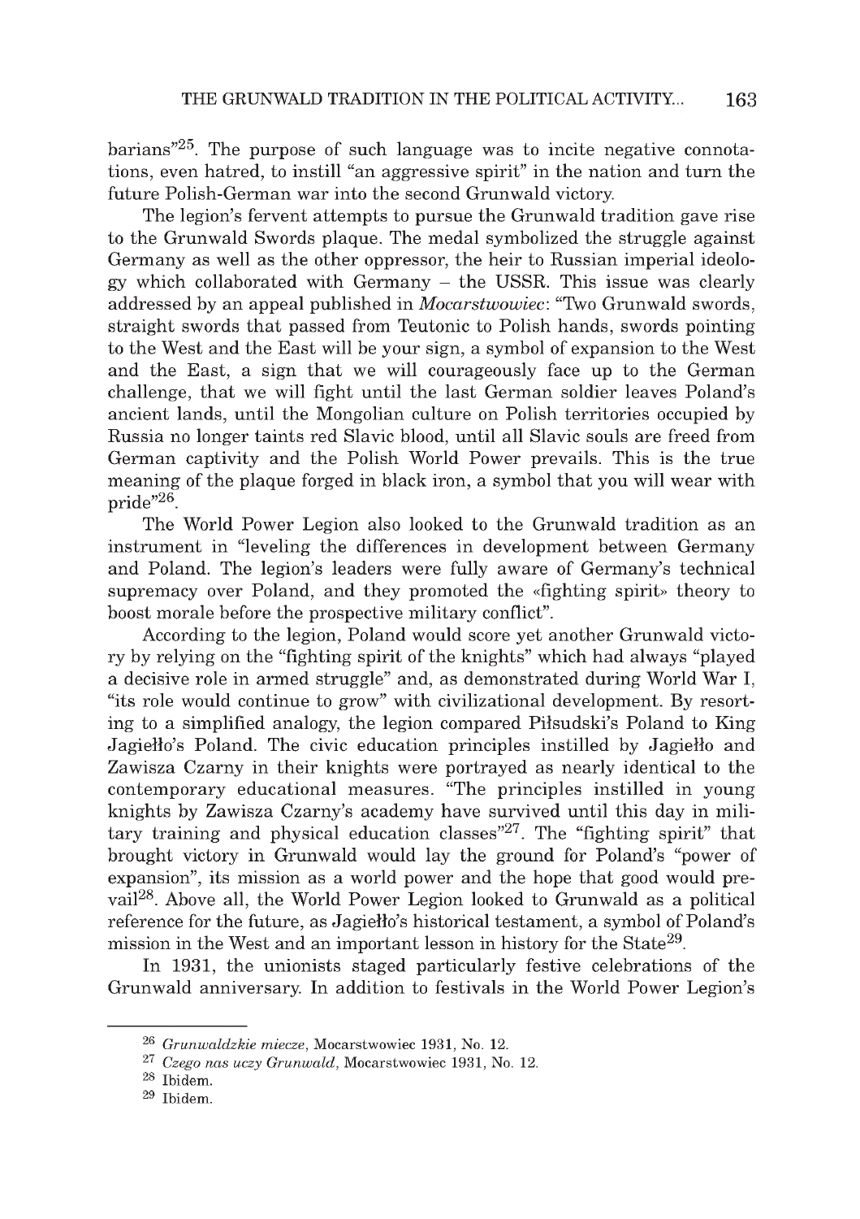barians"[25]. The purpose of such language was to incite negative connotations, even hatred, to instill "an aggressive spirit" in the nation and turn the future Polish-German war into the second Grunwald victory.

The legion's fervent attempts to pursue the Grunwald tradition gave rise to the Grunwald Swords plaque. The medal symbolized the struggle against Germany as well as the other oppressor, the heir to Russian imperial ideology which collaborated with Germany – the USSR. This issue was clearly addressed by an appeal published in *Mocarstwowiec*: "Two Grunwald swords, straight swords that passed from Teutonic to Polish hands, swords pointing to the West and the East will be your sign, a symbol of expansion to the West and the East, a sign that we will courageously face up to the German challenge, that we will fight until the last German soldier leaves Poland's ancient lands, until the Mongolian culture on Polish territories occupied by Russia no longer taints red Slavic blood, until all Slavic souls are freed from German captivity and the Polish World Power prevails. This is the true meaning of the plaque forged in black iron, a symbol that you will wear with pride"[26].

The World Power Legion also looked to the Grunwald tradition as an instrument in "leveling the differences in development between Germany and Poland. The legion's leaders were fully aware of Germany's technical supremacy over Poland, and they promoted the «fighting spirit» theory to boost morale before the prospective military conflict".

According to the legion, Poland would score yet another Grunwald victory by relying on the "fighting spirit of the knights" which had always "played a decisive role in armed struggle" and, as demonstrated during World War I, "its role would continue to grow" with civilizational development. By resorting to a simplified analogy, the legion compared Piłsudski's Poland to King Jagiełło's Poland. The civic education principles instilled by Jagiełło and Zawisza Czarny in their knights were portrayed as nearly identical to the contemporary educational measures. "The principles instilled in young knights by Zawisza Czarny's academy have survived until this day in military training and physical education classes"[27]. The "fighting spirit" that brought victory in Grunwald would lay the ground for Poland's "power of expansion", its mission as a world power and the hope that good would prevail[28]. Above all, the World Power Legion looked to Grunwald as a political reference for the future, as Jagiełło's historical testament, a symbol of Poland's mission in the West and an important lesson in history for the State[29].

In 1931, the unionists staged particularly festive celebrations of the Grunwald anniversary. In addition to festivals in the World Power Legion's

---

[26] *Grunwaldzkie miecze*, Mocarstwowiec 1931, No. 12.

[27] *Czego nas uczy Grunwald*, Mocarstwowiec 1931, No. 12.

[28] Ibidem.

[29] Ibidem.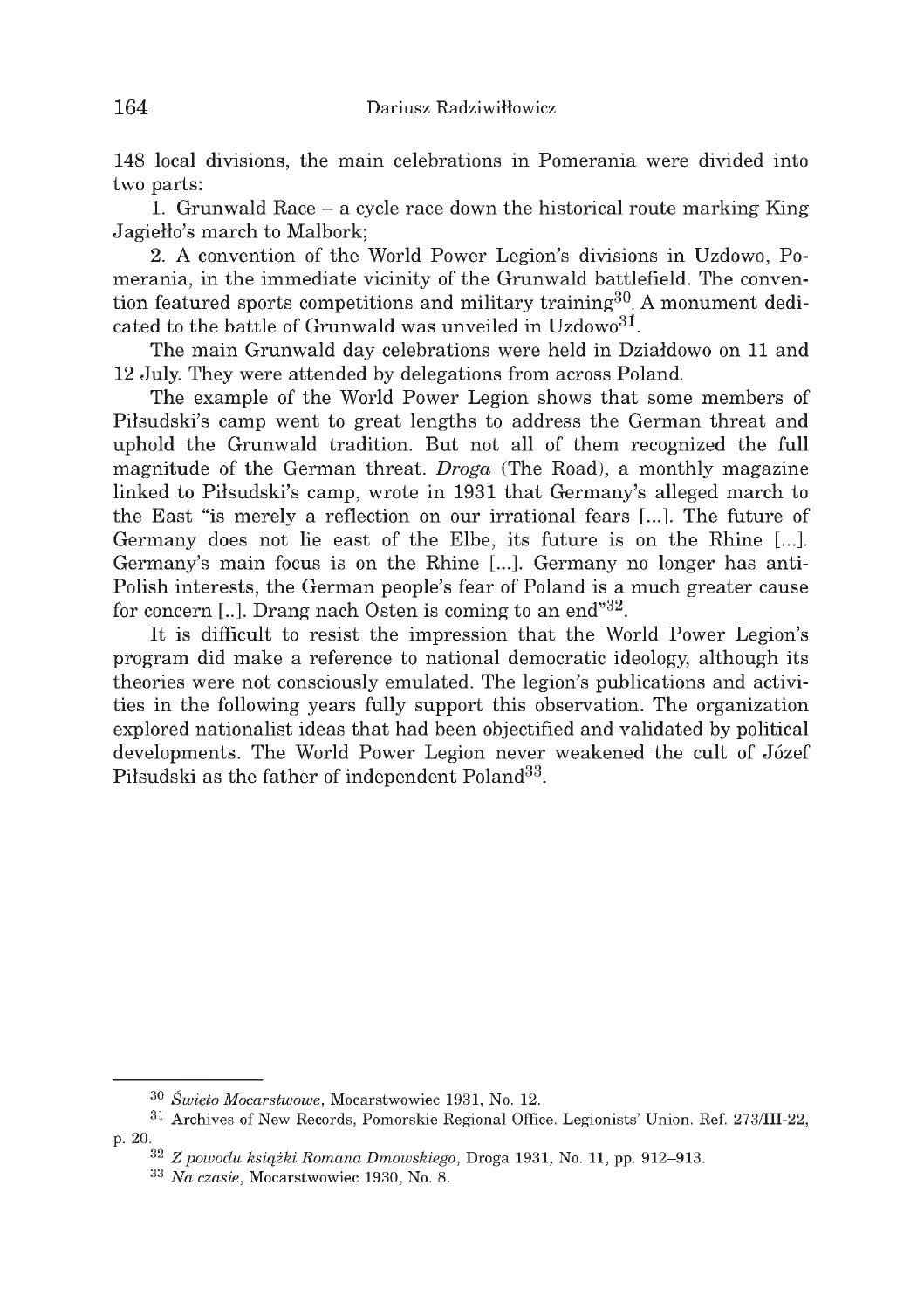148 local divisions, the main celebrations in Pomerania were divided into two parts:

1. Grunwald Race – a cycle race down the historical route marking King Jagiełło's march to Malbork;

2. A convention of the World Power Legion's divisions in Uzdowo, Pomerania, in the immediate vicinity of the Grunwald battlefield. The convention featured sports competitions and military training[30]. A monument dedicated to the battle of Grunwald was unveiled in Uzdowo[31].

The main Grunwald day celebrations were held in Działdowo on 11 and 12 July. They were attended by delegations from across Poland.

The example of the World Power Legion shows that some members of Piłsudski's camp went to great lengths to address the German threat and uphold the Grunwald tradition. But not all of them recognized the full magnitude of the German threat. *Droga* (The Road), a monthly magazine linked to Piłsudski's camp, wrote in 1931 that Germany's alleged march to the East "is merely a reflection on our irrational fears [...]. The future of Germany does not lie east of the Elbe, its future is on the Rhine [...]. Germany's main focus is on the Rhine [...]. Germany no longer has anti-Polish interests, the German people's fear of Poland is a much greater cause for concern [..]. Drang nach Osten is coming to an end"[32].

It is difficult to resist the impression that the World Power Legion's program did make a reference to national democratic ideology, although its theories were not consciously emulated. The legion's publications and activities in the following years fully support this observation. The organization explored nationalist ideas that had been objectified and validated by political developments. The World Power Legion never weakened the cult of Józef Piłsudski as the father of independent Poland[33].

---

[30] *Święto Mocarstwowe*, Mocarstwowiec 1931, No. 12.

[31] Archives of New Records, Pomorskie Regional Office. Legionists' Union. Ref. 273/III-22, p. 20.

[32] *Z powodu książki Romana Dmowskiego*, Droga 1931, No. 11, pp. 912–913.

[33] *Na czasie*, Mocarstwowiec 1930, No. 8.